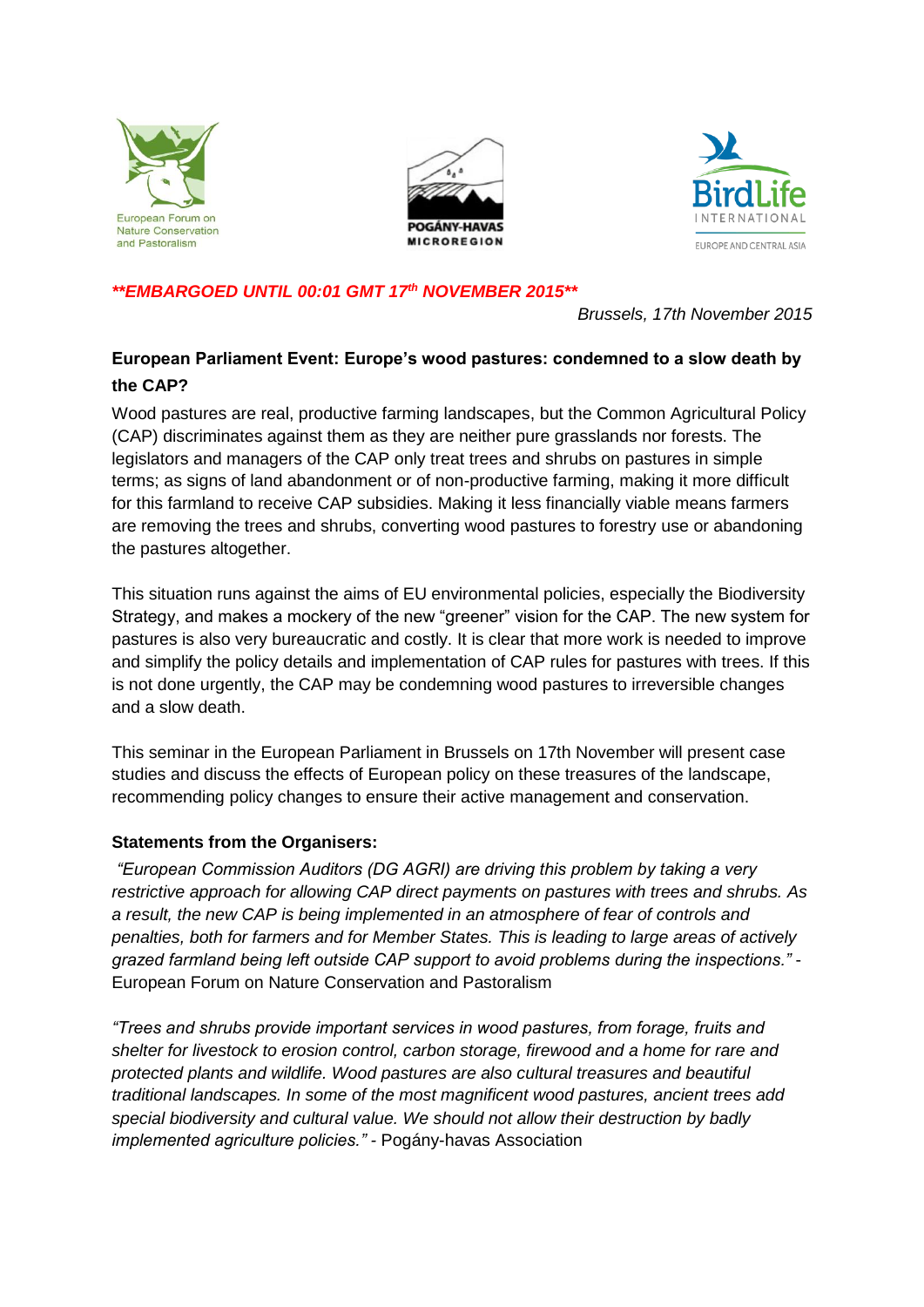European Forum on Nature Conservation and Pastoralism

POGÁNY-HAVAS MICROREGION

BirdLife INTERNATIONAL EUROPE AND CENTRAL ASIA

***\*\*EMBARGOED UNTIL 00:01 GMT 17th NOVEMBER 2015\*\****

*Brussels, 17th November 2015*

**European Parliament Event: Europe's wood pastures: condemned to a slow death by the CAP?**

Wood pastures are real, productive farming landscapes, but the Common Agricultural Policy (CAP) discriminates against them as they are neither pure grasslands nor forests. The legislators and managers of the CAP only treat trees and shrubs on pastures in simple terms; as signs of land abandonment or of non-productive farming, making it more difficult for this farmland to receive CAP subsidies. Making it less financially viable means farmers are removing the trees and shrubs, converting wood pastures to forestry use or abandoning the pastures altogether.

This situation runs against the aims of EU environmental policies, especially the Biodiversity Strategy, and makes a mockery of the new "greener" vision for the CAP. The new system for pastures is also very bureaucratic and costly. It is clear that more work is needed to improve and simplify the policy details and implementation of CAP rules for pastures with trees. If this is not done urgently, the CAP may be condemning wood pastures to irreversible changes and a slow death.

This seminar in the European Parliament in Brussels on 17th November will present case studies and discuss the effects of European policy on these treasures of the landscape, recommending policy changes to ensure their active management and conservation.

**Statements from the Organisers:**

*"European Commission Auditors (DG AGRI) are driving this problem by taking a very restrictive approach for allowing CAP direct payments on pastures with trees and shrubs. As a result, the new CAP is being implemented in an atmosphere of fear of controls and penalties, both for farmers and for Member States. This is leading to large areas of actively grazed farmland being left outside CAP support to avoid problems during the inspections."* - European Forum on Nature Conservation and Pastoralism

*"Trees and shrubs provide important services in wood pastures, from forage, fruits and shelter for livestock to erosion control, carbon storage, firewood and a home for rare and protected plants and wildlife. Wood pastures are also cultural treasures and beautiful traditional landscapes. In some of the most magnificent wood pastures, ancient trees add special biodiversity and cultural value. We should not allow their destruction by badly implemented agriculture policies."* - Pogány-havas Association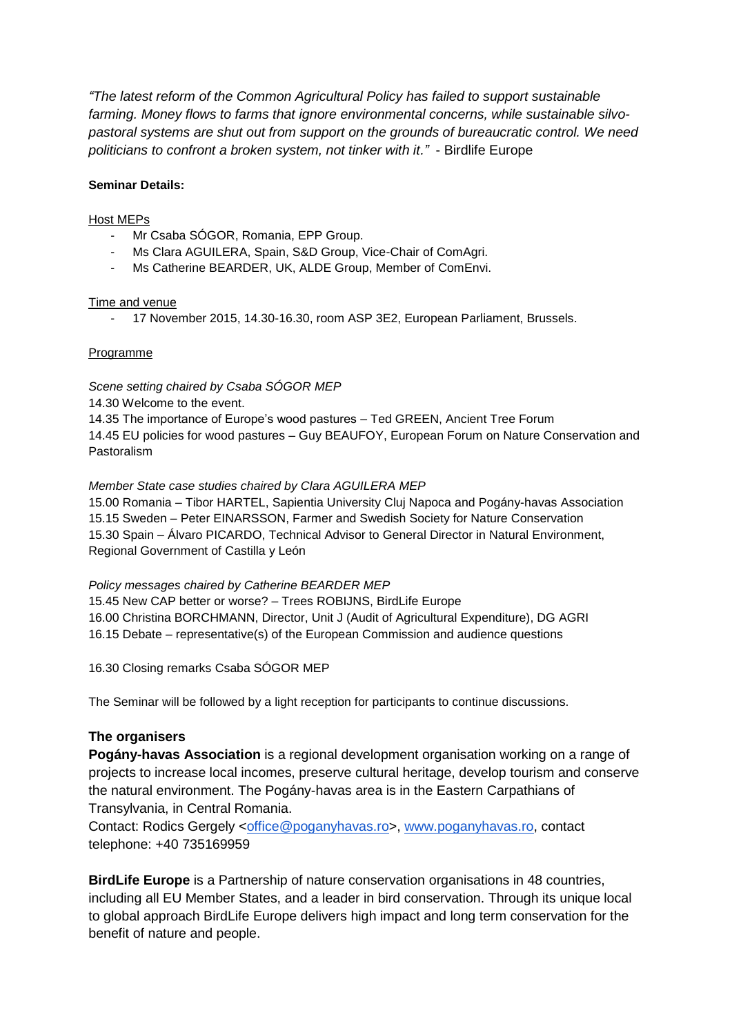*"The latest reform of the Common Agricultural Policy has failed to support sustainable farming. Money flows to farms that ignore environmental concerns, while sustainable silvo-pastoral systems are shut out from support on the grounds of bureaucratic control. We need politicians to confront a broken system, not tinker with it."* - Birdlife Europe

**Seminar Details:**

Host MEPs

- Mr Csaba SÓGOR, Romania, EPP Group.
- Ms Clara AGUILERA, Spain, S&D Group, Vice-Chair of ComAgri.
- Ms Catherine BEARDER, UK, ALDE Group, Member of ComEnvi.

Time and venue

- 17 November 2015, 14.30-16.30, room ASP 3E2, European Parliament, Brussels.

Programme

*Scene setting chaired by Csaba SÓGOR MEP*

14.30 Welcome to the event.
14.35 The importance of Europe's wood pastures – Ted GREEN, Ancient Tree Forum
14.45 EU policies for wood pastures – Guy BEAUFOY, European Forum on Nature Conservation and Pastoralism

*Member State case studies chaired by Clara AGUILERA MEP*

15.00 Romania – Tibor HARTEL, Sapientia University Cluj Napoca and Pogány-havas Association
15.15 Sweden – Peter EINARSSON, Farmer and Swedish Society for Nature Conservation
15.30 Spain – Álvaro PICARDO, Technical Advisor to General Director in Natural Environment, Regional Government of Castilla y León

*Policy messages chaired by Catherine BEARDER MEP*

15.45 New CAP better or worse? – Trees ROBIJNS, BirdLife Europe
16.00 Christina BORCHMANN, Director, Unit J (Audit of Agricultural Expenditure), DG AGRI
16.15 Debate – representative(s) of the European Commission and audience questions

16.30 Closing remarks Csaba SÓGOR MEP

The Seminar will be followed by a light reception for participants to continue discussions.

## The organisers

**Pogány-havas Association** is a regional development organisation working on a range of projects to increase local incomes, preserve cultural heritage, develop tourism and conserve the natural environment. The Pogány-havas area is in the Eastern Carpathians of Transylvania, in Central Romania.
Contact: Rodics Gergely <office@poganyhavas.ro>, www.poganyhavas.ro, contact telephone: +40 735169959

**BirdLife Europe** is a Partnership of nature conservation organisations in 48 countries, including all EU Member States, and a leader in bird conservation. Through its unique local to global approach BirdLife Europe delivers high impact and long term conservation for the benefit of nature and people.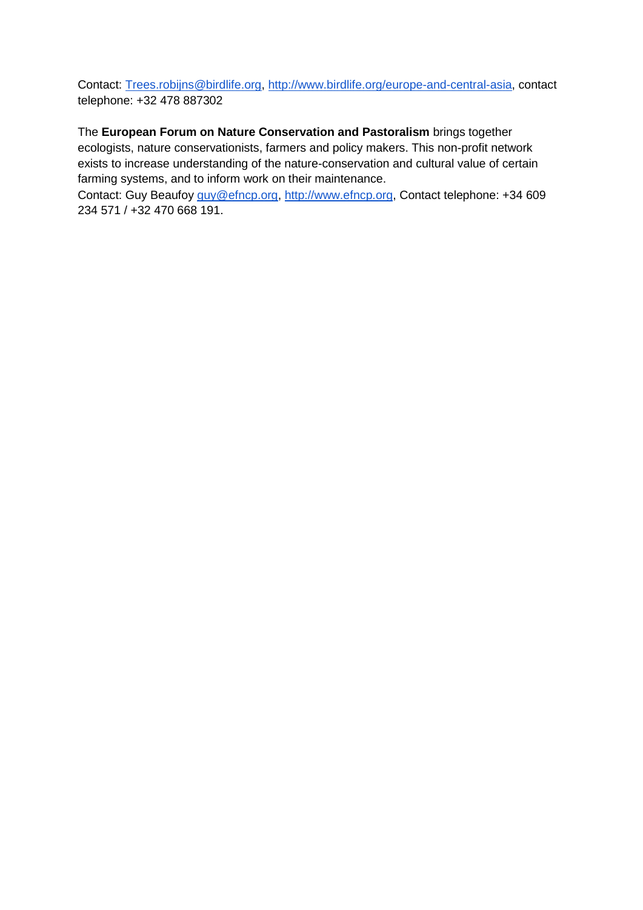Contact: Trees.robijns@birdlife.org, http://www.birdlife.org/europe-and-central-asia, contact telephone: +32 478 887302

The **European Forum on Nature Conservation and Pastoralism** brings together ecologists, nature conservationists, farmers and policy makers. This non-profit network exists to increase understanding of the nature-conservation and cultural value of certain farming systems, and to inform work on their maintenance.
Contact: Guy Beaufoy guy@efncp.org, http://www.efncp.org, Contact telephone: +34 609 234 571 / +32 470 668 191.